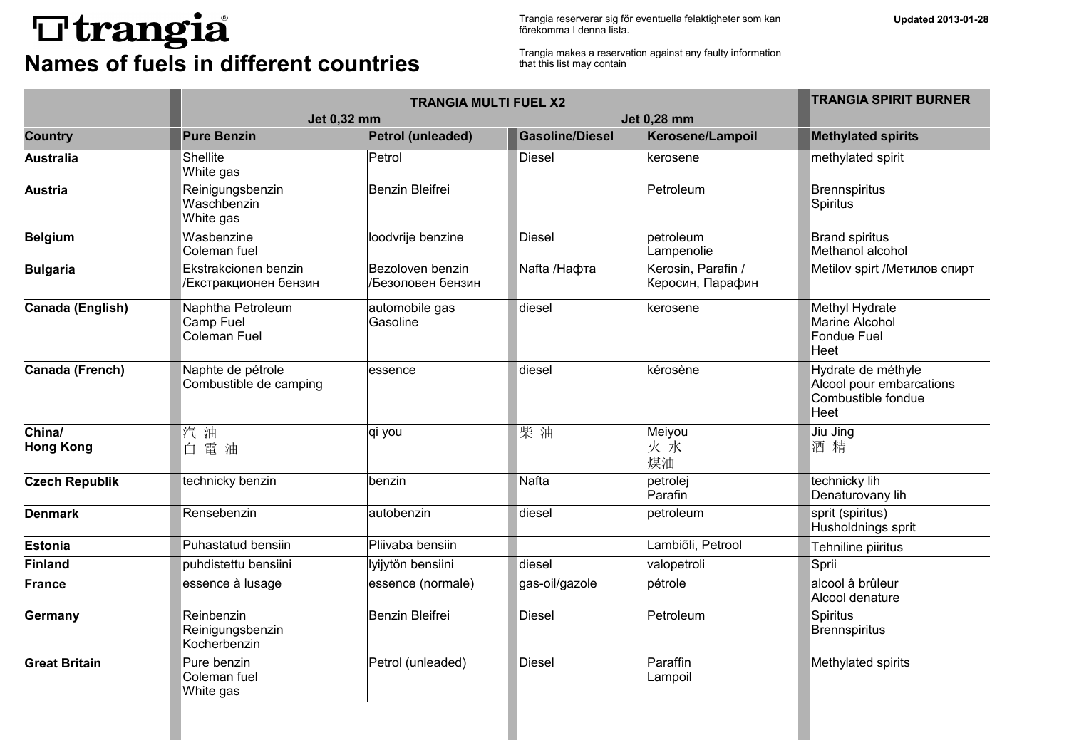# trangia

## Names of fuels in different countries

Trangia reserverar sig för eventuella felaktigheter som kan förekomma I denna lista.

Trangia makes a reservation against any faulty information that this list may contain

**Updated 2013-01-28**

| | TRANGIA MULTI FUEL X2 | | | | TRANGIA SPIRIT BURNER |
|---|---|---|---|---|---|
| | Jet 0,32 mm | | Jet 0,28 mm | | |
| **Country** | **Pure Benzin** | **Petrol (unleaded)** | **Gasoline/Diesel** | **Kerosene/Lampoil** | **Methylated spirits** |
| **Australia** | Shellite<br>White gas | Petrol | Diesel | kerosene | methylated spirit |
| **Austria** | Reinigungsbenzin<br>Waschbenzin<br>White gas | Benzin Bleifrei | | Petroleum | Brennspiritus<br>Spiritus |
| **Belgium** | Wasbenzine<br>Coleman fuel | loodvrije benzine | Diesel | petroleum<br>Lampenolie | Brand spiritus<br>Methanol alcohol |
| **Bulgaria** | Ekstrakcionen benzin<br>/Екстракционен бензин | Bezoloven benzin<br>/Безоловен бензин | Nafta /Нафта | Kerosin, Parafin /<br>Керосин, Парафин | Metilov spirt /Метилов спирт |
| **Canada (English)** | Naphtha Petroleum<br>Camp Fuel<br>Coleman Fuel | automobile gas<br>Gasoline | diesel | kerosene | Methyl Hydrate<br>Marine Alcohol<br>Fondue Fuel<br>Heet |
| **Canada (French)** | Naphte de pétrole<br>Combustible de camping | essence | diesel | kérosène | Hydrate de méthyle<br>Alcool pour embarcations<br>Combustible fondue<br>Heet |
| **China/<br>Hong Kong** | 汽 油<br>白 電 油 | qi you | 柴 油 | Meiyou<br>火 水<br>煤油 | Jiu Jing<br>酒 精 |
| **Czech Republik** | technicky benzin | benzin | Nafta | petrolej<br>Parafin | technicky lih<br>Denaturovany lih |
| **Denmark** | Rensebenzin | autobenzin | diesel | petroleum | sprit (spiritus)<br>Husholdnings sprit |
| **Estonia** | Puhastatud bensiin | Pliivaba bensiin | | Lambiõli, Petrool | Tehniline piiritus |
| **Finland** | puhdistettu bensiini | lyijytön bensiini | diesel | valopetroli | Sprii |
| **France** | essence à lusage | essence (normale) | gas-oil/gazole | pétrole | alcool â brûleur<br>Alcool denature |
| **Germany** | Reinbenzin<br>Reinigungsbenzin<br>Kocherbenzin | Benzin Bleifrei | Diesel | Petroleum | Spiritus<br>Brennspiritus |
| **Great Britain** | Pure benzin<br>Coleman fuel<br>White gas | Petrol (unleaded) | Diesel | Paraffin<br>Lampoil | Methylated spirits |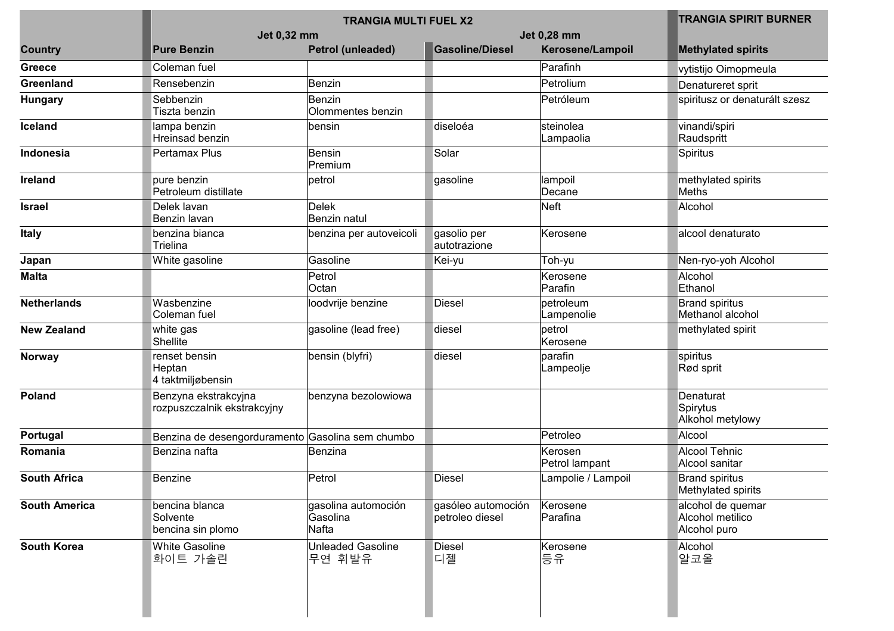| Country | TRANGIA MULTI FUEL X2 | | | | TRANGIA SPIRIT BURNER |
|---|---|---|---|---|---|
| | Jet 0,32 mm | | Jet 0,28 mm | | |
| | Pure Benzin | Petrol (unleaded) | Gasoline/Diesel | Kerosene/Lampoil | Methylated spirits |
| **Greece** | Coleman fuel | | | Parafinh | vytistijo Oimopmeula |
| **Greenland** | Rensebenzin | Benzin | | Petrolium | Denatureret sprit |
| **Hungary** | Sebbenzin<br>Tiszta benzin | Benzin<br>Olommentes benzin | | Petróleum | spiritusz or denaturált szesz |
| **Iceland** | lampa benzin<br>Hreinsad benzin | bensin | diseloéa | steinolea<br>Lampaolia | vinandi/spiri<br>Raudspritt |
| **Indonesia** | Pertamax Plus | Bensin<br>Premium | Solar | | Spiritus |
| **Ireland** | pure benzin<br>Petroleum distillate | petrol | gasoline | lampoil<br>Decane | methylated spirits<br>Meths |
| **Israel** | Delek lavan<br>Benzin lavan | Delek<br>Benzin natul | | Neft | Alcohol |
| **Italy** | benzina bianca<br>Trielina | benzina per autoveicoli | gasolio per autotrazione | Kerosene | alcool denaturato |
| **Japan** | White gasoline | Gasoline | Kei-yu | Toh-yu | Nen-ryo-yoh Alcohol |
| **Malta** | | Petrol<br>Octan | | Kerosene<br>Parafin | Alcohol<br>Ethanol |
| **Netherlands** | Wasbenzine<br>Coleman fuel | loodvrije benzine | Diesel | petroleum<br>Lampenolie | Brand spiritus<br>Methanol alcohol |
| **New Zealand** | white gas<br>Shellite | gasoline (lead free) | diesel | petrol<br>Kerosene | methylated spirit |
| **Norway** | renset bensin<br>Heptan<br>4 taktmiljøbensin | bensin (blyfri) | diesel | parafin<br>Lampeolje | spiritus<br>Rød sprit |
| **Poland** | Benzyna ekstrakcyjna<br>rozpuszczalnik ekstrakcyjny | benzyna bezolowiowa | | | Denaturat<br>Spirytus<br>Alkohol metylowy |
| **Portugal** | Benzina de desengorduramento | Gasolina sem chumbo | | Petroleo | Alcool |
| **Romania** | Benzina nafta | Benzina | | Kerosen<br>Petrol lampant | Alcool Tehnic<br>Alcool sanitar |
| **South Africa** | Benzine | Petrol | Diesel | Lampolie / Lampoil | Brand spiritus<br>Methylated spirits |
| **South America** | bencina blanca<br>Solvente<br>bencina sin plomo | gasolina automoción<br>Gasolina<br>Nafta | gasóleo automoción<br>petroleo diesel | Kerosene<br>Parafina | alcohol de quemar<br>Alcohol metilico<br>Alcohol puro |
| **South Korea** | White Gasoline<br>화이트 가솔린 | Unleaded Gasoline<br>무연 휘발유 | Diesel<br>디젤 | Kerosene<br>등유 | Alcohol<br>알코올 |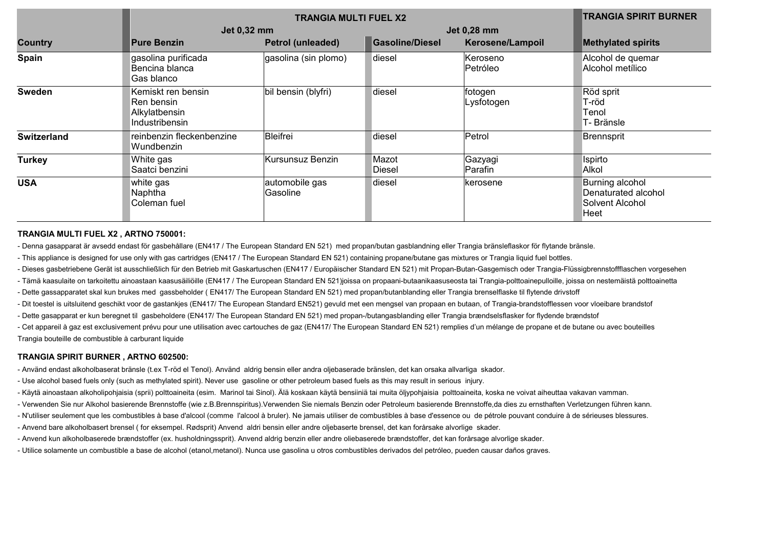| | TRANGIA MULTI FUEL X2 | | | | TRANGIA SPIRIT BURNER |
|---|---|---|---|---|---|
| | Jet 0,32 mm | | Jet 0,28 mm | | |
| Country | Pure Benzin | Petrol (unleaded) | Gasoline/Diesel | Kerosene/Lampoil | Methylated spirits |
| **Spain** | gasolina purificada<br>Bencina blanca<br>Gas blanco | gasolina (sin plomo) | diesel | Keroseno<br>Petróleo | Alcohol de quemar<br>Alcohol metílico |
| **Sweden** | Kemiskt ren bensin<br>Ren bensin<br>Alkylatbensin<br>Industribensin | bil bensin (blyfri) | diesel | fotogen<br>Lysfotogen | Röd sprit<br>T-röd<br>Tenol<br>T- Bränsle |
| **Switzerland** | reinbenzin fleckenbenzine<br>Wundbenzin | Bleifrei | diesel | Petrol | Brennsprit |
| **Turkey** | White gas<br>Saatci benzini | Kursunsuz Benzin | Mazot<br>Diesel | Gazyagi<br>Parafin | Ispirto<br>Alkol |
| **USA** | white gas<br>Naphtha<br>Coleman fuel | automobile gas<br>Gasoline | diesel | kerosene | Burning alcohol<br>Denaturated alcohol<br>Solvent Alcohol<br>Heet |

**TRANGIA MULTI FUEL X2 , ARTNO 750001:**

- Denna gasapparat är avsedd endast för gasbehållare (EN417 / The European Standard EN 521) med propan/butan gasblandning eller Trangia bränsleflaskor för flytande bränsle.
- This appliance is designed for use only with gas cartridges (EN417 / The European Standard EN 521) containing propane/butane gas mixtures or Trangia liquid fuel bottles.
- Dieses gasbetriebene Gerät ist ausschließlich für den Betrieb mit Gaskartuschen (EN417 / Europäischer Standard EN 521) mit Propan-Butan-Gasgemisch oder Trangia-Flüssigbrennstoffflaschen vorgesehen
- Tämä kaasulaite on tarkoitettu ainoastaan kaasusäiliöille (EN417 / The European Standard EN 521)joissa on propaani-butaanikaasuseosta tai Trangia-polttoainepulloille, joissa on nestemäistä polttoainetta
- Dette gassapparatet skal kun brukes med gassbeholder ( EN417/ The European Standard EN 521) med propan/butanblanding eller Trangia brenselflaske til flytende drivstoff
- Dit toestel is uitsluitend geschikt voor de gastankjes (EN417/ The European Standard EN521) gevuld met een mengsel van propaan en butaan, of Trangia-brandstofflessen voor vloeibare brandstof
- Dette gasapparat er kun beregnet til gasbeholdere (EN417/ The European Standard EN 521) med propan-/butangasblanding eller Trangia brændselsflasker for flydende brændstof
- Cet appareil à gaz est exclusivement prévu pour une utilisation avec cartouches de gaz (EN417/ The European Standard EN 521) remplies d'un mélange de propane et de butane ou avec bouteilles Trangia bouteille de combustible à carburant liquide

**TRANGIA SPIRIT BURNER , ARTNO 602500:**

- Använd endast alkoholbaserat bränsle (t.ex T-röd el Tenol). Använd aldrig bensin eller andra oljebaserade bränslen, det kan orsaka allvarliga skador.
- Use alcohol based fuels only (such as methylated spirit). Never use gasoline or other petroleum based fuels as this may result in serious injury.
- Käytä ainoastaan alkoholipohjaisia (sprii) polttoaineita (esim. Marinol tai Sinol). Älä koskaan käytä bensiiniä tai muita öljypohjaisia polttoaineita, koska ne voivat aiheuttaa vakavan vamman.
- Verwenden Sie nur Alkohol basierende Brennstoffe (wie z.B.Brennspiritus).Verwenden Sie niemals Benzin oder Petroleum basierende Brennstoffe,da dies zu ernsthaften Verletzungen führen kann.
- N'utiliser seulement que les combustibles à base d'alcool (comme l'alcool à bruler). Ne jamais utiliser de combustibles à base d'essence ou de pétrole pouvant conduire à de sérieuses blessures.
- Anvend bare alkoholbasert brensel ( for eksempel. Rødsprit) Anvend aldri bensin eller andre oljebaserte brensel, det kan forårsake alvorlige skader.
- Anvend kun alkoholbaserede brændstoffer (ex. husholdningssprit). Anvend aldrig benzin eller andre oliebaserede brændstoffer, det kan forårsage alvorlige skader.
- Utilice solamente un combustible a base de alcohol (etanol,metanol). Nunca use gasolina u otros combustibles derivados del petróleo, pueden causar daños graves.